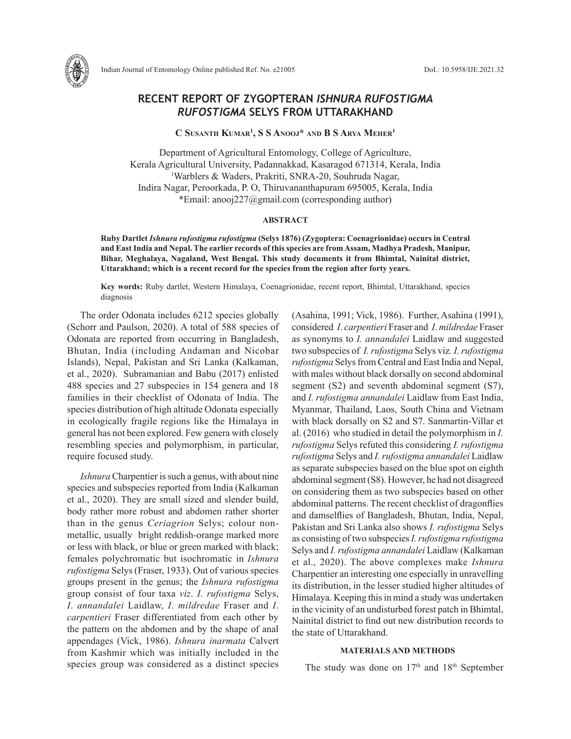# RECENT REPORT OF ZYGOPTERAN *ISHNURA RUFOSTIGMA RUFOSTIGMA* SELYS FROM UTTARAKHAND

**C Susanth Kumar[1], S S Anooj\* and B S Arya Meher[1]**

Department of Agricultural Entomology, College of Agriculture, Kerala Agricultural University, Padannakkad, Kasaragod 671314, Kerala, India
[1]Warblers & Waders, Prakriti, SNRA-20, Souhruda Nagar, Indira Nagar, Peroorkada, P. O, Thiruvananthapuram 695005, Kerala, India
\*Email: anooj227@gmail.com (corresponding author)

## ABSTRACT

**Ruby Dartlet *Ishnura rufostigma rufostigma* (Selys 1876) (Zygoptera: Coenagrionidae) occurs in Central and East India and Nepal. The earlier records of this species are from Assam, Madhya Pradesh, Manipur, Bihar, Meghalaya, Nagaland, West Bengal. This study documents it from Bhimtal, Nainital district, Uttarakhand; which is a recent record for the species from the region after forty years.**

**Key words:** Ruby dartlet, Western Himalaya, Coenagrionidae, recent report, Bhimtal, Uttarakhand, species diagnosis

The order Odonata includes 6212 species globally (Schorr and Paulson, 2020). A total of 588 species of Odonata are reported from occurring in Bangladesh, Bhutan, India (including Andaman and Nicobar Islands), Nepal, Pakistan and Sri Lanka (Kalkaman, et al., 2020). Subramanian and Babu (2017) enlisted 488 species and 27 subspecies in 154 genera and 18 families in their checklist of Odonata of India. The species distribution of high altitude Odonata especially in ecologically fragile regions like the Himalaya in general has not been explored. Few genera with closely resembling species and polymorphism, in particular, require focused study.

*Ishnura* Charpentier is such a genus, with about nine species and subspecies reported from India (Kalkaman et al., 2020). They are small sized and slender build, body rather more robust and abdomen rather shorter than in the genus *Ceriagrion* Selys; colour non-metallic, usually bright reddish-orange marked more or less with black, or blue or green marked with black; females polychromatic but isochromatic in *Ishnura rufostigma* Selys (Fraser, 1933). Out of various species groups present in the genus; the *Ishnura rufostigma* group consist of four taxa *viz*. *I*. *rufostigma* Selys, *I*. *annandalei* Laidlaw, *I*. *mildredae* Fraser and *I*. *carpentieri* Fraser differentiated from each other by the pattern on the abdomen and by the shape of anal appendages (Vick, 1986). *Ishnura inarmata* Calvert from Kashmir which was initially included in the species group was considered as a distinct species (Asahina, 1991; Vick, 1986). Further, Asahina (1991), considered *I. carpentieri* Fraser and *I. mildredae* Fraser as synonyms to *I. annandalei* Laidlaw and suggested two subspecies of *I. rufostigma* Selys viz. *I. rufostigma rufostigma* Selys from Central and East India and Nepal, with males without black dorsally on second abdominal segment (S2) and seventh abdominal segment (S7), and *I. rufostigma annandalei* Laidlaw from East India, Myanmar, Thailand, Laos, South China and Vietnam with black dorsally on S2 and S7. Sanmartin-Villar et al. (2016) who studied in detail the polymorphism in *I. rufostigma* Selys refuted this considering *I. rufostigma rufostigma* Selys and *I. rufostigma annandalei* Laidlaw as separate subspecies based on the blue spot on eighth abdominal segment (S8). However, he had not disagreed on considering them as two subspecies based on other abdominal patterns. The recent checklist of dragonflies and damselflies of Bangladesh, Bhutan, India, Nepal, Pakistan and Sri Lanka also shows *I. rufostigma* Selys as consisting of two subspecies *I. rufostigma rufostigma* Selys and *I. rufostigma annandalei* Laidlaw (Kalkaman et al., 2020). The above complexes make *Ishnura* Charpentier an interesting one especially in unravelling its distribution, in the lesser studied higher altitudes of Himalaya. Keeping this in mind a study was undertaken in the vicinity of an undisturbed forest patch in Bhimtal, Nainital district to find out new distribution records to the state of Uttarakhand.

## MATERIALS AND METHODS

The study was done on 17th and 18th September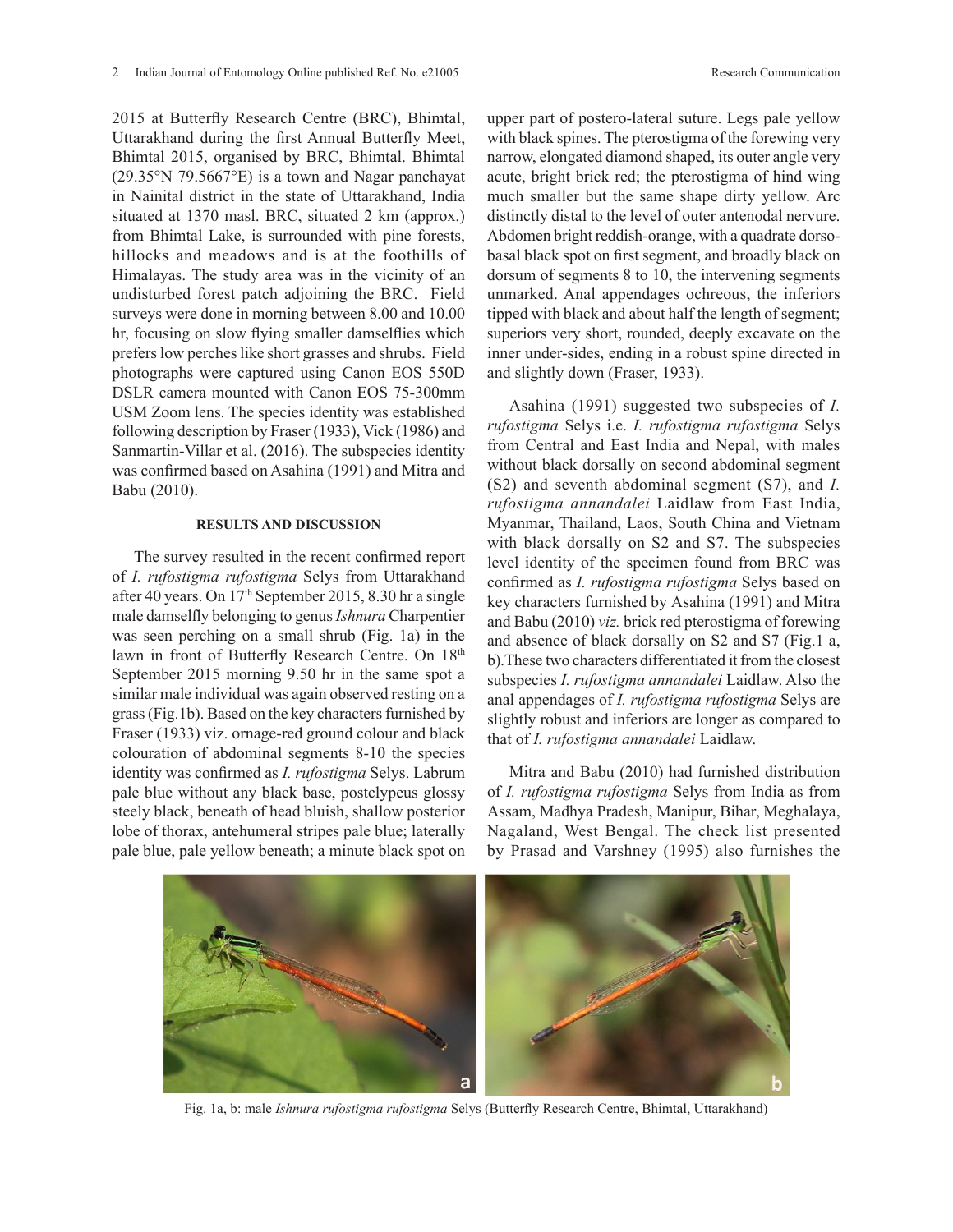2015 at Butterfly Research Centre (BRC), Bhimtal, Uttarakhand during the first Annual Butterfly Meet, Bhimtal 2015, organised by BRC, Bhimtal. Bhimtal (29.35°N 79.5667°E) is a town and Nagar panchayat in Nainital district in the state of Uttarakhand, India situated at 1370 masl. BRC, situated 2 km (approx.) from Bhimtal Lake, is surrounded with pine forests, hillocks and meadows and is at the foothills of Himalayas. The study area was in the vicinity of an undisturbed forest patch adjoining the BRC. Field surveys were done in morning between 8.00 and 10.00 hr, focusing on slow flying smaller damselflies which prefers low perches like short grasses and shrubs. Field photographs were captured using Canon EOS 550D DSLR camera mounted with Canon EOS 75-300mm USM Zoom lens. The species identity was established following description by Fraser (1933), Vick (1986) and Sanmartin-Villar et al. (2016). The subspecies identity was confirmed based on Asahina (1991) and Mitra and Babu (2010).

## RESULTS AND DISCUSSION

The survey resulted in the recent confirmed report of *I. rufostigma rufostigma* Selys from Uttarakhand after 40 years. On 17th September 2015, 8.30 hr a single male damselfly belonging to genus *Ishnura* Charpentier was seen perching on a small shrub (Fig. 1a) in the lawn in front of Butterfly Research Centre. On 18th September 2015 morning 9.50 hr in the same spot a similar male individual was again observed resting on a grass (Fig.1b). Based on the key characters furnished by Fraser (1933) viz. ornage-red ground colour and black colouration of abdominal segments 8-10 the species identity was confirmed as *I. rufostigma* Selys. Labrum pale blue without any black base, postclypeus glossy steely black, beneath of head bluish, shallow posterior lobe of thorax, antehumeral stripes pale blue; laterally pale blue, pale yellow beneath; a minute black spot on upper part of postero-lateral suture. Legs pale yellow with black spines. The pterostigma of the forewing very narrow, elongated diamond shaped, its outer angle very acute, bright brick red; the pterostigma of hind wing much smaller but the same shape dirty yellow. Arc distinctly distal to the level of outer antenodal nervure. Abdomen bright reddish-orange, with a quadrate dorso-basal black spot on first segment, and broadly black on dorsum of segments 8 to 10, the intervening segments unmarked. Anal appendages ochreous, the inferiors tipped with black and about half the length of segment; superiors very short, rounded, deeply excavate on the inner under-sides, ending in a robust spine directed in and slightly down (Fraser, 1933).

Asahina (1991) suggested two subspecies of *I. rufostigma* Selys i.e. *I. rufostigma rufostigma* Selys from Central and East India and Nepal, with males without black dorsally on second abdominal segment (S2) and seventh abdominal segment (S7), and *I. rufostigma annandalei* Laidlaw from East India, Myanmar, Thailand, Laos, South China and Vietnam with black dorsally on S2 and S7. The subspecies level identity of the specimen found from BRC was confirmed as *I. rufostigma rufostigma* Selys based on key characters furnished by Asahina (1991) and Mitra and Babu (2010) *viz.* brick red pterostigma of forewing and absence of black dorsally on S2 and S7 (Fig.1 a, b).These two characters differentiated it from the closest subspecies *I. rufostigma annandalei* Laidlaw. Also the anal appendages of *I. rufostigma rufostigma* Selys are slightly robust and inferiors are longer as compared to that of *I. rufostigma annandalei* Laidlaw.

Mitra and Babu (2010) had furnished distribution of *I. rufostigma rufostigma* Selys from India as from Assam, Madhya Pradesh, Manipur, Bihar, Meghalaya, Nagaland, West Bengal. The check list presented by Prasad and Varshney (1995) also furnishes the

Fig. 1a, b: male *Ishnura rufostigma rufostigma* Selys (Butterfly Research Centre, Bhimtal, Uttarakhand)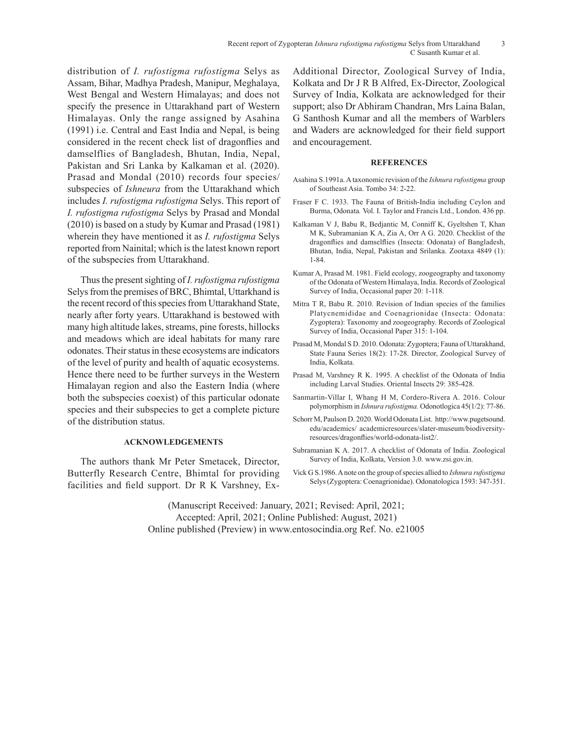distribution of *I. rufostigma rufostigma* Selys as Assam, Bihar, Madhya Pradesh, Manipur, Meghalaya, West Bengal and Western Himalayas; and does not specify the presence in Uttarakhand part of Western Himalayas. Only the range assigned by Asahina (1991) i.e. Central and East India and Nepal, is being considered in the recent check list of dragonflies and damselflies of Bangladesh, Bhutan, India, Nepal, Pakistan and Sri Lanka by Kalkaman et al. (2020). Prasad and Mondal (2010) records four species/ subspecies of *Ishneura* from the Uttarakhand which includes *I. rufostigma rufostigma* Selys. This report of *I. rufostigma rufostigma* Selys by Prasad and Mondal (2010) is based on a study by Kumar and Prasad (1981) wherein they have mentioned it as *I. rufostigma* Selys reported from Nainital; which is the latest known report of the subspecies from Uttarakhand.

Thus the present sighting of *I. rufostigma rufostigma* Selys from the premises of BRC, Bhimtal, Uttarkhand is the recent record of this species from Uttarakhand State, nearly after forty years. Uttarakhand is bestowed with many high altitude lakes, streams, pine forests, hillocks and meadows which are ideal habitats for many rare odonates. Their status in these ecosystems are indicators of the level of purity and health of aquatic ecosystems. Hence there need to be further surveys in the Western Himalayan region and also the Eastern India (where both the subspecies coexist) of this particular odonate species and their subspecies to get a complete picture of the distribution status.

## ACKNOWLEDGEMENTS

The authors thank Mr Peter Smetacek, Director, Butterfly Research Centre, Bhimtal for providing facilities and field support. Dr R K Varshney, Ex-Additional Director, Zoological Survey of India, Kolkata and Dr J R B Alfred, Ex-Director, Zoological Survey of India, Kolkata are acknowledged for their support; also Dr Abhiram Chandran, Mrs Laina Balan, G Santhosh Kumar and all the members of Warblers and Waders are acknowledged for their field support and encouragement.

## REFERENCES

Asahina S.1991a. A taxonomic revision of the *Ishnura rufostigma* group of Southeast Asia. Tombo 34: 2-22.

Fraser F C. 1933. The Fauna of British-India including Ceylon and Burma, Odonata*.* Vol. I. Taylor and Francis Ltd., London. 436 pp.

Kalkaman V J, Babu R, Bedjantic M, Conniff K, Gyeltshen T, Khan M K, Subramanian K A, Zia A, Orr A G. 2020. Checklist of the dragonflies and damselflies (Insecta: Odonata) of Bangladesh, Bhutan, India, Nepal, Pakistan and Srilanka. Zootaxa 4849 (1): 1-84.

Kumar A, Prasad M. 1981. Field ecology, zoogeography and taxonomy of the Odonata of Western Himalaya, India. Records of Zoological Survey of India, Occasional paper 20: 1-118.

Mitra T R, Babu R. 2010. Revision of Indian species of the families Platycnemididae and Coenagrionidae (Insecta: Odonata: Zygoptera): Taxonomy and zoogeography. Records of Zoological Survey of India, Occasional Paper 315: 1-104.

Prasad M, Mondal S D. 2010. Odonata: Zygoptera; Fauna of Uttarakhand, State Fauna Series 18(2): 17-28. Director, Zoological Survey of India, Kolkata.

Prasad M, Varshney R K. 1995. A checklist of the Odonata of India including Larval Studies. Oriental Insects 29: 385-428.

Sanmartin-Villar I, Whang H M, Cordero-Rivera A. 2016. Colour polymorphism in *Ishnura rufostigma.* Odonotlogica 45(1/2): 77-86.

Schorr M, Paulson D. 2020. World Odonata List. http://www.pugetsound.edu/academics/ academicresources/slater-museum/biodiversity-resources/dragonflies/world-odonata-list2/.

Subramanian K A. 2017. A checklist of Odonata of India. Zoological Survey of India, Kolkata, Version 3.0. www.zsi.gov.in.

Vick G S.1986. A note on the group of species allied to *Ishnura rufostigma* Selys (Zygoptera: Coenagrionidae). Odonatologica 1593: 347-351.

(Manuscript Received: January, 2021; Revised: April, 2021; Accepted: April, 2021; Online Published: August, 2021)
Online published (Preview) in www.entosocindia.org Ref. No. e21005